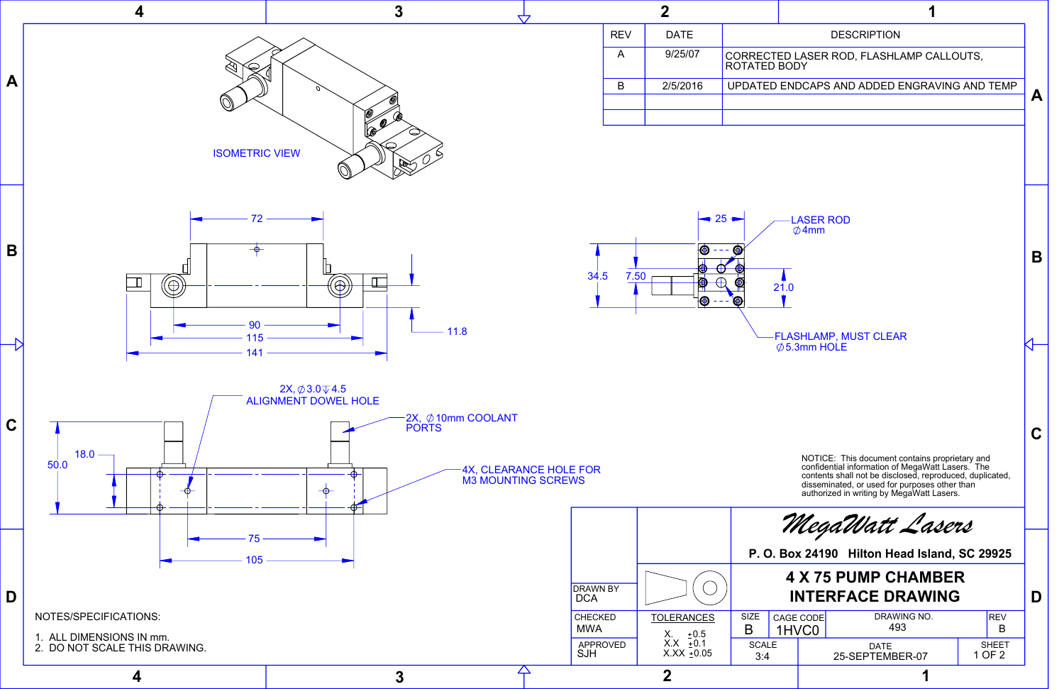| REV | DATE | DESCRIPTION |
|---|---|---|
| A | 9/25/07 | CORRECTED LASER ROD, FLASHLAMP CALLOUTS, ROTATED BODY |
| B | 2/5/2016 | UPDATED ENDCAPS AND ADDED ENGRAVING AND TEMP |
| | | |
| | | |

ISOMETRIC VIEW

72

90

115

141

11.8

25

LASER ROD
∅4mm

34.5

7.50

21.0

FLASHLAMP, MUST CLEAR
∅5.3mm HOLE

2X, ∅3.0 ↧4.5
ALIGNMENT DOWEL HOLE

2X, ∅10mm COOLANT PORTS

18.0

50.0

4X, CLEARANCE HOLE FOR M3 MOUNTING SCREWS

75

105

NOTICE: This document contains proprietary and confidential information of MegaWatt Lasers. The contents shall not be disclosed, reproduced, duplicated, disseminated, or used for purposes other than authorized in writing by MegaWatt Lasers.

NOTES/SPECIFICATIONS:

1. ALL DIMENSIONS IN mm.
2. DO NOT SCALE THIS DRAWING.

*MegaWatt Lasers*

**P. O. Box 24190 Hilton Head Island, SC 29925**

**4 X 75 PUMP CHAMBER INTERFACE DRAWING**

| DRAWN BY | DCA |
|---|---|
| CHECKED | MWA |
| APPROVED | SJH |

TOLERANCES

X. ±0.5
X.X ±0.1
X.XX ±0.05

| SIZE | CAGE CODE | DRAWING NO. | REV |
|---|---|---|---|
| B | 1HVC0 | 493 | B |

| SCALE | DATE | SHEET |
|---|---|---|
| 3:4 | 25-SEPTEMBER-07 | 1 OF 2 |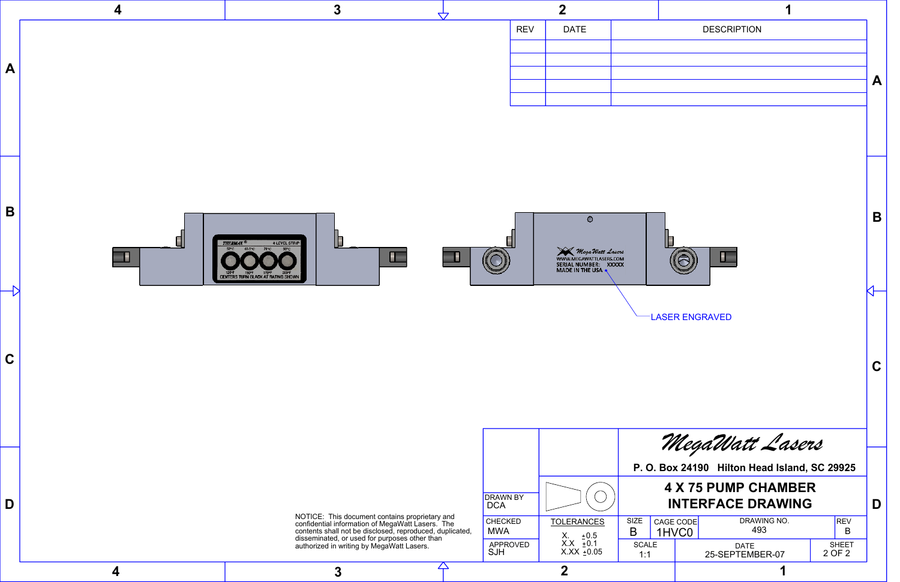| REV | DATE | DESCRIPTION |
|---|---|---|
| | | |
| | | |
| | | |
| | | |
| | | |

THERMAX ® 4 LEVEL STRIP

52°C 65.5°C 79°C 93°C

125°F 150°F 175°F 200°F

CENTERS TURN BLACK AT RATING SHOWN

MegaWatt Lasers
WWW.MEGAWATTLASERS.COM
SERIAL NUMBER: XXXXX
MADE IN THE USA

LASER ENGRAVED

NOTICE: This document contains proprietary and confidential information of MegaWatt Lasers. The contents shall not be disclosed, reproduced, duplicated, disseminated, or used for purposes other than authorized in writing by MegaWatt Lasers.

**MegaWatt Lasers**

**P. O. Box 24190 Hilton Head Island, SC 29925**

**4 X 75 PUMP CHAMBER INTERFACE DRAWING**

| | |
|---|---|
| DRAWN BY | DCA |
| CHECKED | MWA |
| APPROVED | SJH |

TOLERANCES

X. ±0.5
X.X ±0.1
X.XX ±0.05

| SIZE | CAGE CODE | DRAWING NO. | REV |
|---|---|---|---|
| B | 1HVC0 | 493 | B |

| SCALE | DATE | SHEET |
|---|---|---|
| 1:1 | 25-SEPTEMBER-07 | 2 OF 2 |